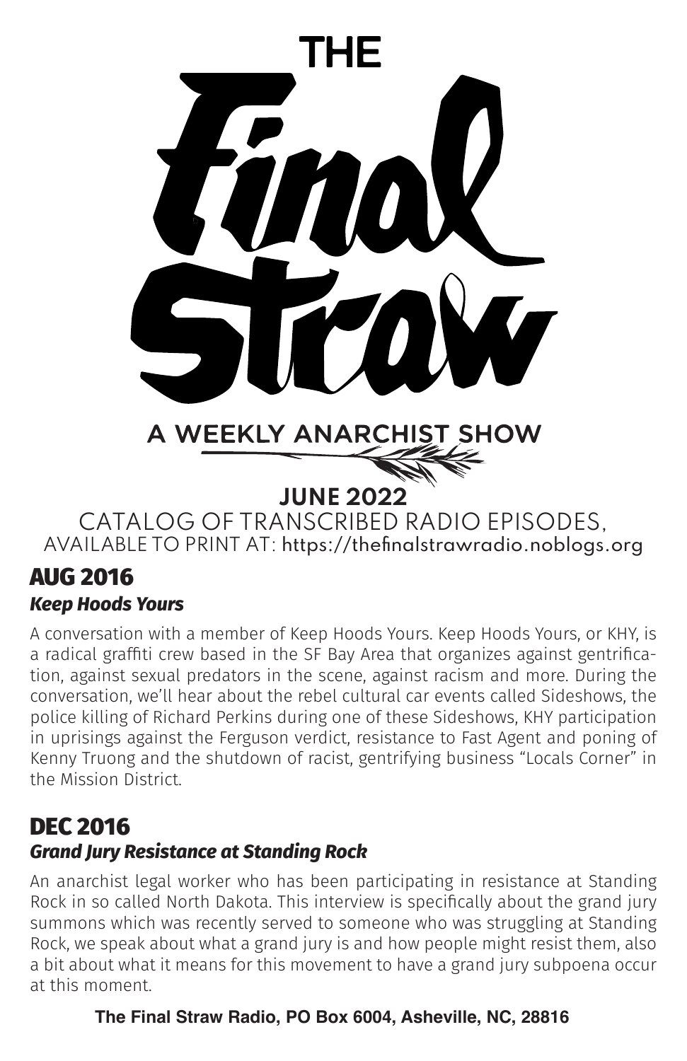# THE Final Straw

## A WEEKLY ANARCHIST SHOW

### JUNE 2022

CATALOG OF TRANSCRIBED RADIO EPISODES, AVAILABLE TO PRINT AT: https://thefinalstrawradio.noblogs.org

## AUG 2016

### *Keep Hoods Yours*

A conversation with a member of Keep Hoods Yours. Keep Hoods Yours, or KHY, is a radical graffiti crew based in the SF Bay Area that organizes against gentrification, against sexual predators in the scene, against racism and more. During the conversation, we'll hear about the rebel cultural car events called Sideshows, the police killing of Richard Perkins during one of these Sideshows, KHY participation in uprisings against the Ferguson verdict, resistance to Fast Agent and poning of Kenny Truong and the shutdown of racist, gentrifying business "Locals Corner" in the Mission District.

## DEC 2016

### *Grand Jury Resistance at Standing Rock*

An anarchist legal worker who has been participating in resistance at Standing Rock in so called North Dakota. This interview is specifically about the grand jury summons which was recently served to someone who was struggling at Standing Rock, we speak about what a grand jury is and how people might resist them, also a bit about what it means for this movement to have a grand jury subpoena occur at this moment.

**The Final Straw Radio, PO Box 6004, Asheville, NC, 28816**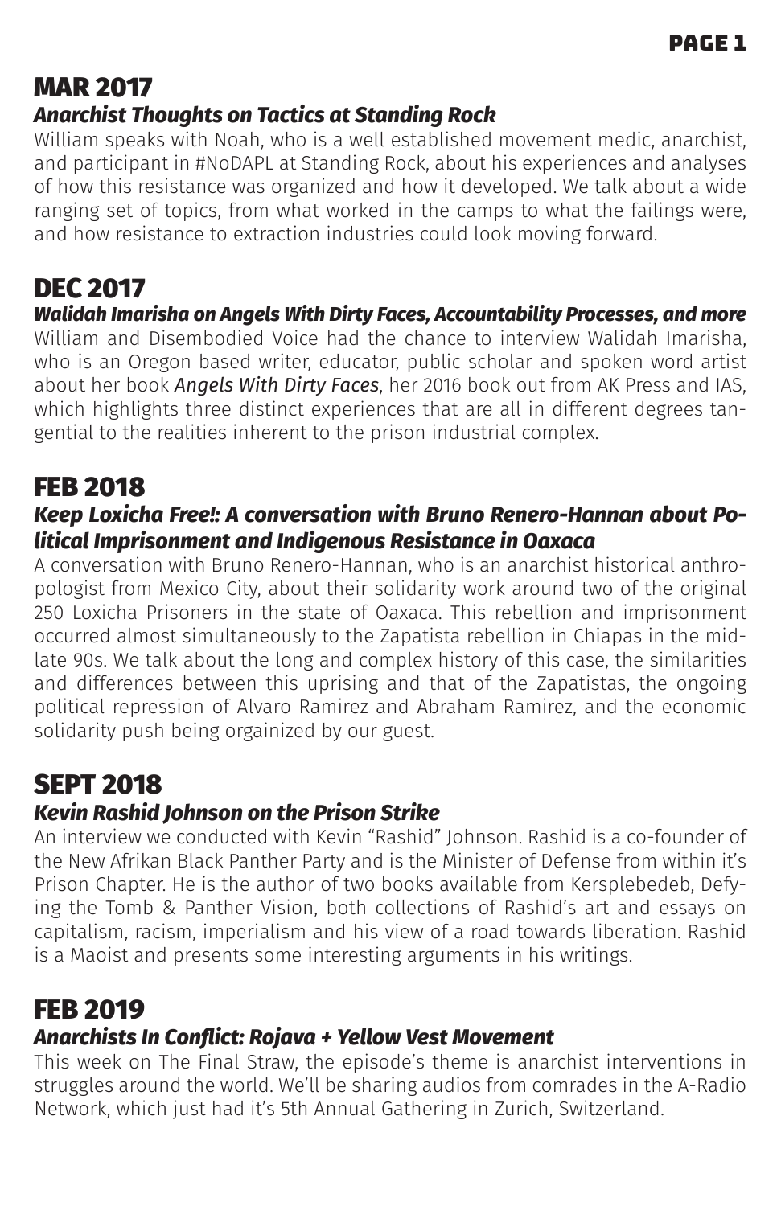## MAR 2017

### *Anarchist Thoughts on Tactics at Standing Rock*

William speaks with Noah, who is a well established movement medic, anarchist, and participant in #NoDAPL at Standing Rock, about his experiences and analyses of how this resistance was organized and how it developed. We talk about a wide ranging set of topics, from what worked in the camps to what the failings were, and how resistance to extraction industries could look moving forward.

## DEC 2017

### *Walidah Imarisha on Angels With Dirty Faces, Accountability Processes, and more*

William and Disembodied Voice had the chance to interview Walidah Imarisha, who is an Oregon based writer, educator, public scholar and spoken word artist about her book *Angels With Dirty Faces*, her 2016 book out from AK Press and IAS, which highlights three distinct experiences that are all in different degrees tangential to the realities inherent to the prison industrial complex.

## FEB 2018

### *Keep Loxicha Free!: A conversation with Bruno Renero-Hannan about Political Imprisonment and Indigenous Resistance in Oaxaca*

A conversation with Bruno Renero-Hannan, who is an anarchist historical anthropologist from Mexico City, about their solidarity work around two of the original 250 Loxicha Prisoners in the state of Oaxaca. This rebellion and imprisonment occurred almost simultaneously to the Zapatista rebellion in Chiapas in the mid-late 90s. We talk about the long and complex history of this case, the similarities and differences between this uprising and that of the Zapatistas, the ongoing political repression of Alvaro Ramirez and Abraham Ramirez, and the economic solidarity push being orgainized by our guest.

## SEPT 2018

### *Kevin Rashid Johnson on the Prison Strike*

An interview we conducted with Kevin “Rashid” Johnson. Rashid is a co-founder of the New Afrikan Black Panther Party and is the Minister of Defense from within it’s Prison Chapter. He is the author of two books available from Kersplebedeb, Defying the Tomb & Panther Vision, both collections of Rashid’s art and essays on capitalism, racism, imperialism and his view of a road towards liberation. Rashid is a Maoist and presents some interesting arguments in his writings.

## FEB 2019

### *Anarchists In Conflict: Rojava + Yellow Vest Movement*

This week on The Final Straw, the episode’s theme is anarchist interventions in struggles around the world. We’ll be sharing audios from comrades in the A-Radio Network, which just had it’s 5th Annual Gathering in Zurich, Switzerland.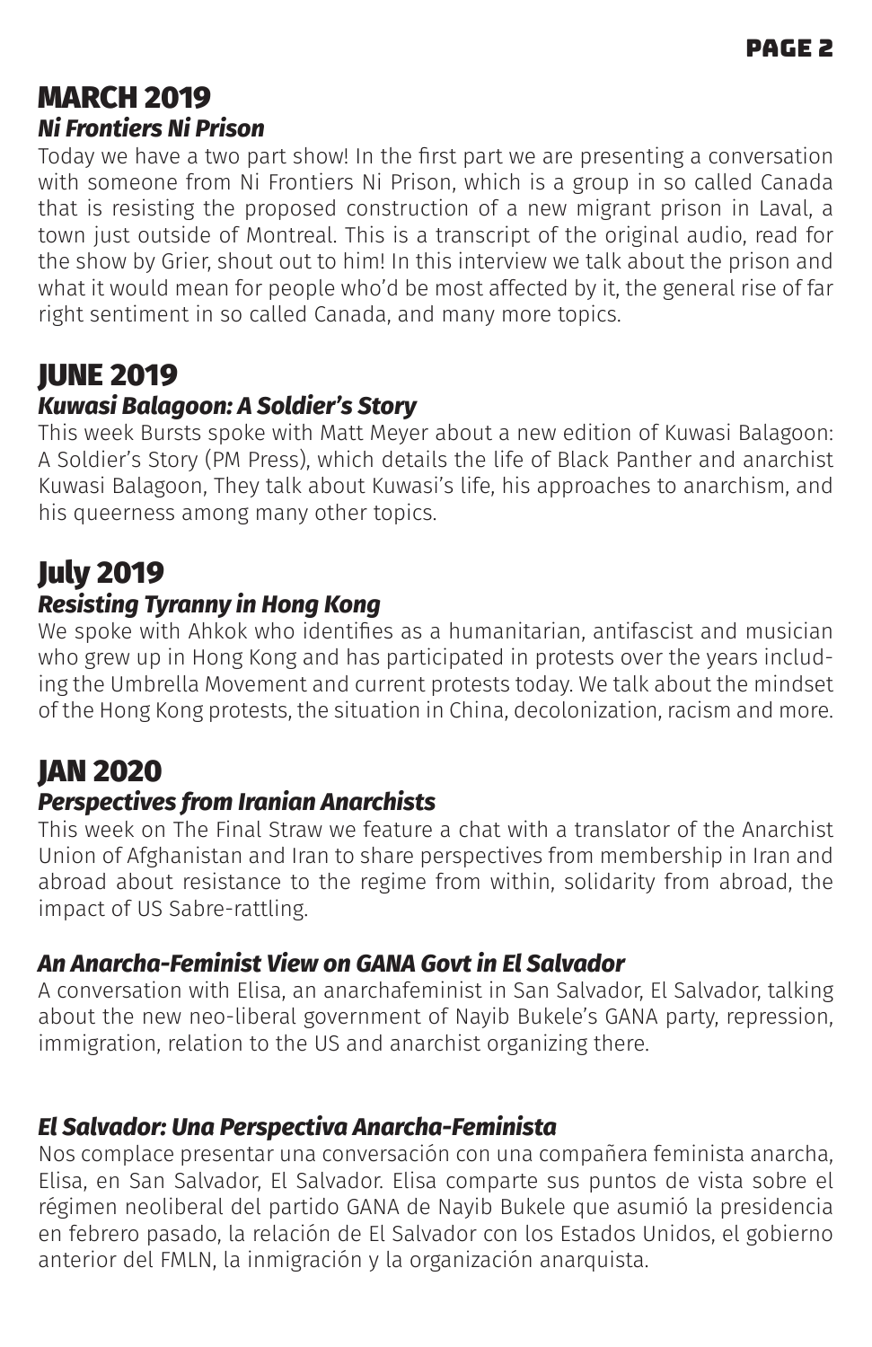## MARCH 2019

### *Ni Frontiers Ni Prison*

Today we have a two part show! In the first part we are presenting a conversation with someone from Ni Frontiers Ni Prison, which is a group in so called Canada that is resisting the proposed construction of a new migrant prison in Laval, a town just outside of Montreal. This is a transcript of the original audio, read for the show by Grier, shout out to him! In this interview we talk about the prison and what it would mean for people who'd be most affected by it, the general rise of far right sentiment in so called Canada, and many more topics.

## JUNE 2019

### *Kuwasi Balagoon: A Soldier's Story*

This week Bursts spoke with Matt Meyer about a new edition of Kuwasi Balagoon: A Soldier's Story (PM Press), which details the life of Black Panther and anarchist Kuwasi Balagoon, They talk about Kuwasi's life, his approaches to anarchism, and his queerness among many other topics.

## July 2019

### *Resisting Tyranny in Hong Kong*

We spoke with Ahkok who identifies as a humanitarian, antifascist and musician who grew up in Hong Kong and has participated in protests over the years including the Umbrella Movement and current protests today. We talk about the mindset of the Hong Kong protests, the situation in China, decolonization, racism and more.

## JAN 2020

### *Perspectives from Iranian Anarchists*

This week on The Final Straw we feature a chat with a translator of the Anarchist Union of Afghanistan and Iran to share perspectives from membership in Iran and abroad about resistance to the regime from within, solidarity from abroad, the impact of US Sabre-rattling.

### *An Anarcha-Feminist View on GANA Govt in El Salvador*

A conversation with Elisa, an anarchafeminist in San Salvador, El Salvador, talking about the new neo-liberal government of Nayib Bukele's GANA party, repression, immigration, relation to the US and anarchist organizing there.

### *El Salvador: Una Perspectiva Anarcha-Feminista*

Nos complace presentar una conversación con una compañera feminista anarcha, Elisa, en San Salvador, El Salvador. Elisa comparte sus puntos de vista sobre el régimen neoliberal del partido GANA de Nayib Bukele que asumió la presidencia en febrero pasado, la relación de El Salvador con los Estados Unidos, el gobierno anterior del FMLN, la inmigración y la organización anarquista.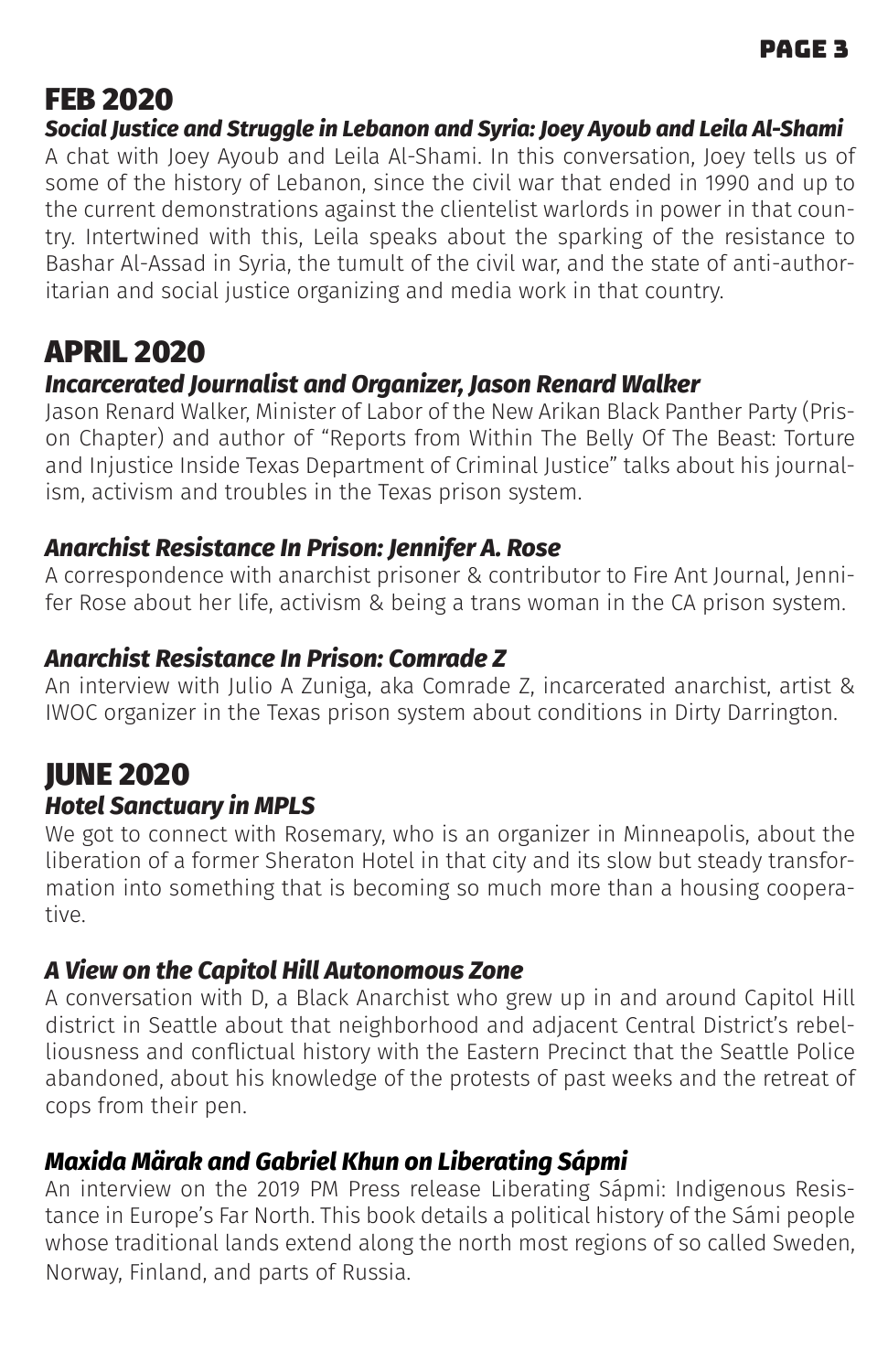## FEB 2020

### *Social Justice and Struggle in Lebanon and Syria: Joey Ayoub and Leila Al-Shami*

A chat with Joey Ayoub and Leila Al-Shami. In this conversation, Joey tells us of some of the history of Lebanon, since the civil war that ended in 1990 and up to the current demonstrations against the clientelist warlords in power in that country. Intertwined with this, Leila speaks about the sparking of the resistance to Bashar Al-Assad in Syria, the tumult of the civil war, and the state of anti-authoritarian and social justice organizing and media work in that country.

## APRIL 2020

### *Incarcerated Journalist and Organizer, Jason Renard Walker*

Jason Renard Walker, Minister of Labor of the New Arikan Black Panther Party (Prison Chapter) and author of "Reports from Within The Belly Of The Beast: Torture and Injustice Inside Texas Department of Criminal Justice" talks about his journalism, activism and troubles in the Texas prison system.

### *Anarchist Resistance In Prison: Jennifer A. Rose*

A correspondence with anarchist prisoner & contributor to Fire Ant Journal, Jennifer Rose about her life, activism & being a trans woman in the CA prison system.

### *Anarchist Resistance In Prison: Comrade Z*

An interview with Julio A Zuniga, aka Comrade Z, incarcerated anarchist, artist & IWOC organizer in the Texas prison system about conditions in Dirty Darrington.

## JUNE 2020

### *Hotel Sanctuary in MPLS*

We got to connect with Rosemary, who is an organizer in Minneapolis, about the liberation of a former Sheraton Hotel in that city and its slow but steady transformation into something that is becoming so much more than a housing cooperative.

### *A View on the Capitol Hill Autonomous Zone*

A conversation with D, a Black Anarchist who grew up in and around Capitol Hill district in Seattle about that neighborhood and adjacent Central District's rebelliousness and conflictual history with the Eastern Precinct that the Seattle Police abandoned, about his knowledge of the protests of past weeks and the retreat of cops from their pen.

### *Maxida Märak and Gabriel Khun on Liberating Sápmi*

An interview on the 2019 PM Press release Liberating Sápmi: Indigenous Resistance in Europe's Far North. This book details a political history of the Sámi people whose traditional lands extend along the north most regions of so called Sweden, Norway, Finland, and parts of Russia.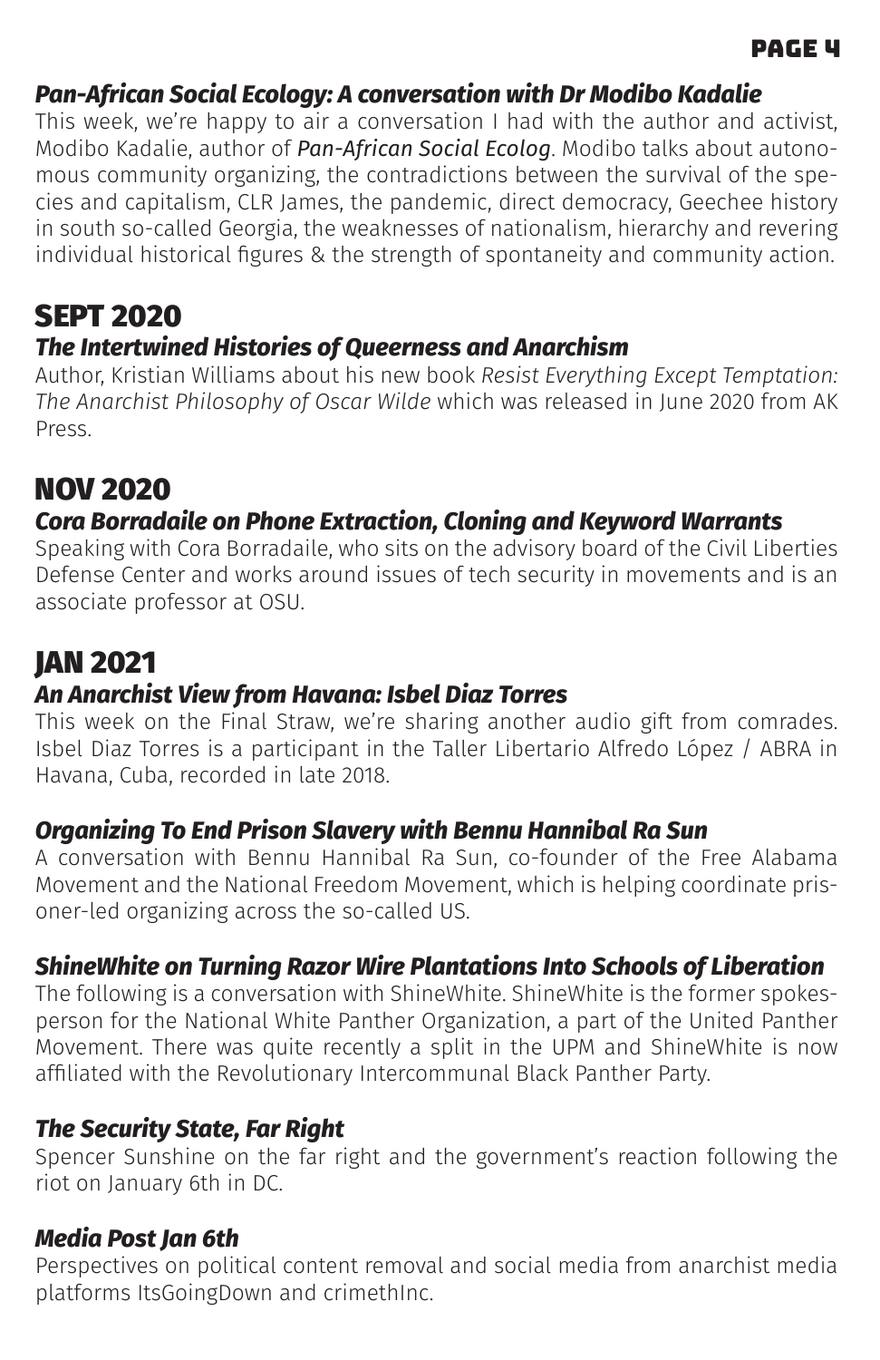### *Pan-African Social Ecology: A conversation with Dr Modibo Kadalie*

This week, we're happy to air a conversation I had with the author and activist, Modibo Kadalie, author of *Pan-African Social Ecolog*. Modibo talks about autonomous community organizing, the contradictions between the survival of the species and capitalism, CLR James, the pandemic, direct democracy, Geechee history in south so-called Georgia, the weaknesses of nationalism, hierarchy and revering individual historical figures & the strength of spontaneity and community action.

## SEPT 2020

### *The Intertwined Histories of Queerness and Anarchism*

Author, Kristian Williams about his new book *Resist Everything Except Temptation: The Anarchist Philosophy of Oscar Wilde* which was released in June 2020 from AK Press.

## NOV 2020

### *Cora Borradaile on Phone Extraction, Cloning and Keyword Warrants*

Speaking with Cora Borradaile, who sits on the advisory board of the Civil Liberties Defense Center and works around issues of tech security in movements and is an associate professor at OSU.

## JAN 2021

### *An Anarchist View from Havana: Isbel Diaz Torres*

This week on the Final Straw, we're sharing another audio gift from comrades. Isbel Diaz Torres is a participant in the Taller Libertario Alfredo López / ABRA in Havana, Cuba, recorded in late 2018.

### *Organizing To End Prison Slavery with Bennu Hannibal Ra Sun*

A conversation with Bennu Hannibal Ra Sun, co-founder of the Free Alabama Movement and the National Freedom Movement, which is helping coordinate prisoner-led organizing across the so-called US.

### *ShineWhite on Turning Razor Wire Plantations Into Schools of Liberation*

The following is a conversation with ShineWhite. ShineWhite is the former spokesperson for the National White Panther Organization, a part of the United Panther Movement. There was quite recently a split in the UPM and ShineWhite is now affiliated with the Revolutionary Intercommunal Black Panther Party.

### *The Security State, Far Right*

Spencer Sunshine on the far right and the government's reaction following the riot on January 6th in DC.

### *Media Post Jan 6th*

Perspectives on political content removal and social media from anarchist media platforms ItsGoingDown and crimethInc.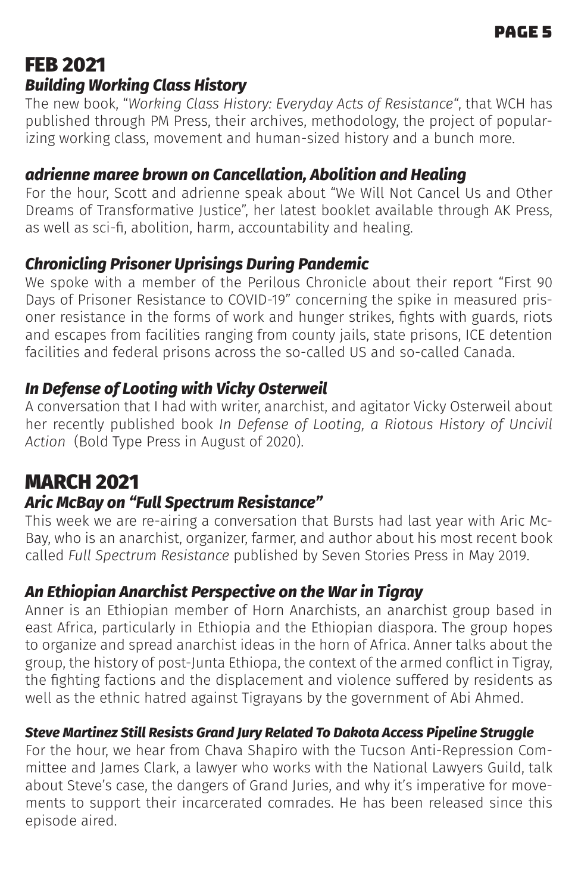## FEB 2021

### *Building Working Class History*

The new book, "*Working Class History: Everyday Acts of Resistance*", that WCH has published through PM Press, their archives, methodology, the project of popularizing working class, movement and human-sized history and a bunch more.

### *adrienne maree brown on Cancellation, Abolition and Healing*

For the hour, Scott and adrienne speak about "We Will Not Cancel Us and Other Dreams of Transformative Justice", her latest booklet available through AK Press, as well as sci-fi, abolition, harm, accountability and healing.

### *Chronicling Prisoner Uprisings During Pandemic*

We spoke with a member of the Perilous Chronicle about their report "First 90 Days of Prisoner Resistance to COVID-19" concerning the spike in measured prisoner resistance in the forms of work and hunger strikes, fights with guards, riots and escapes from facilities ranging from county jails, state prisons, ICE detention facilities and federal prisons across the so-called US and so-called Canada.

### *In Defense of Looting with Vicky Osterweil*

A conversation that I had with writer, anarchist, and agitator Vicky Osterweil about her recently published book *In Defense of Looting, a Riotous History of Uncivil Action* (Bold Type Press in August of 2020).

## MARCH 2021

### *Aric McBay on "Full Spectrum Resistance"*

This week we are re-airing a conversation that Bursts had last year with Aric McBay, who is an anarchist, organizer, farmer, and author about his most recent book called *Full Spectrum Resistance* published by Seven Stories Press in May 2019.

### *An Ethiopian Anarchist Perspective on the War in Tigray*

Anner is an Ethiopian member of Horn Anarchists, an anarchist group based in east Africa, particularly in Ethiopia and the Ethiopian diaspora. The group hopes to organize and spread anarchist ideas in the horn of Africa. Anner talks about the group, the history of post-Junta Ethiopa, the context of the armed conflict in Tigray, the fighting factions and the displacement and violence suffered by residents as well as the ethnic hatred against Tigrayans by the government of Abi Ahmed.

### *Steve Martinez Still Resists Grand Jury Related To Dakota Access Pipeline Struggle*

For the hour, we hear from Chava Shapiro with the Tucson Anti-Repression Committee and James Clark, a lawyer who works with the National Lawyers Guild, talk about Steve's case, the dangers of Grand Juries, and why it's imperative for movements to support their incarcerated comrades. He has been released since this episode aired.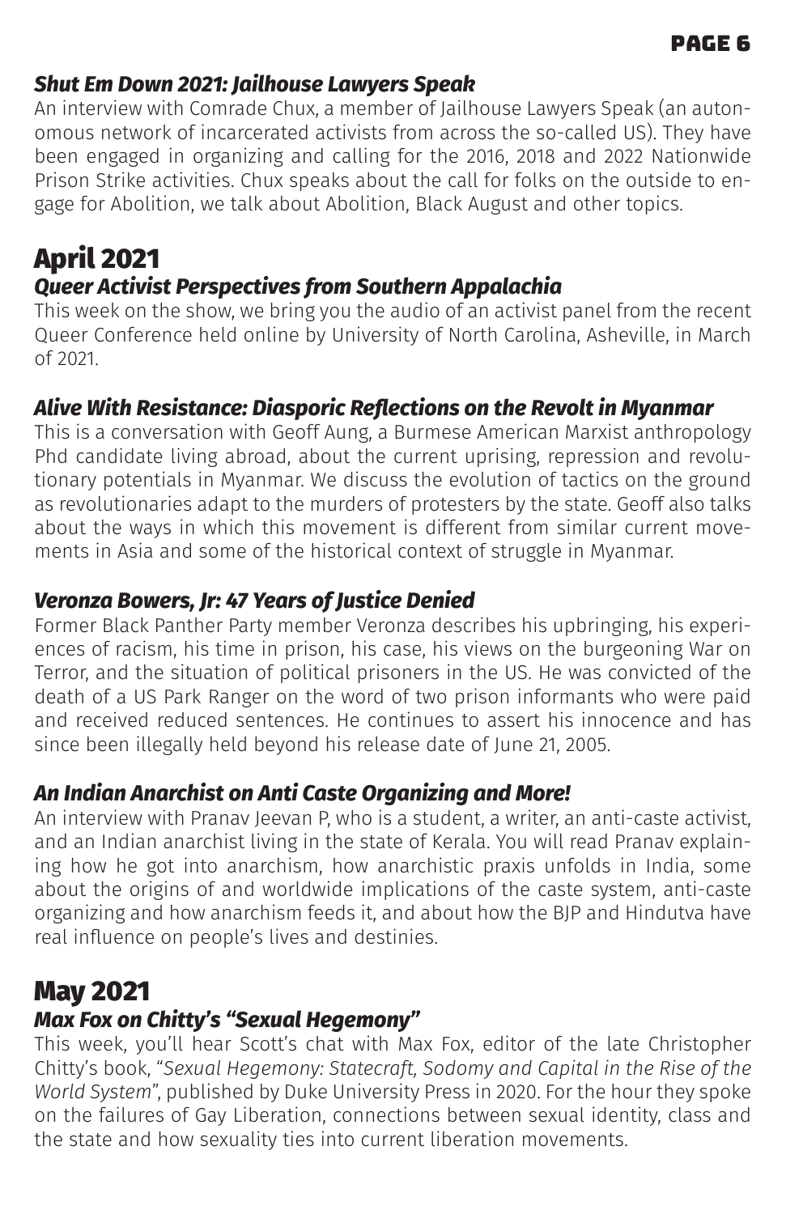### *Shut Em Down 2021: Jailhouse Lawyers Speak*

An interview with Comrade Chux, a member of Jailhouse Lawyers Speak (an autonomous network of incarcerated activists from across the so-called US). They have been engaged in organizing and calling for the 2016, 2018 and 2022 Nationwide Prison Strike activities. Chux speaks about the call for folks on the outside to engage for Abolition, we talk about Abolition, Black August and other topics.

## April 2021

### *Queer Activist Perspectives from Southern Appalachia*

This week on the show, we bring you the audio of an activist panel from the recent Queer Conference held online by University of North Carolina, Asheville, in March of 2021.

### *Alive With Resistance: Diasporic Reflections on the Revolt in Myanmar*

This is a conversation with Geoff Aung, a Burmese American Marxist anthropology Phd candidate living abroad, about the current uprising, repression and revolutionary potentials in Myanmar. We discuss the evolution of tactics on the ground as revolutionaries adapt to the murders of protesters by the state. Geoff also talks about the ways in which this movement is different from similar current movements in Asia and some of the historical context of struggle in Myanmar.

### *Veronza Bowers, Jr: 47 Years of Justice Denied*

Former Black Panther Party member Veronza describes his upbringing, his experiences of racism, his time in prison, his case, his views on the burgeoning War on Terror, and the situation of political prisoners in the US. He was convicted of the death of a US Park Ranger on the word of two prison informants who were paid and received reduced sentences. He continues to assert his innocence and has since been illegally held beyond his release date of June 21, 2005.

### *An Indian Anarchist on Anti Caste Organizing and More!*

An interview with Pranav Jeevan P, who is a student, a writer, an anti-caste activist, and an Indian anarchist living in the state of Kerala. You will read Pranav explaining how he got into anarchism, how anarchistic praxis unfolds in India, some about the origins of and worldwide implications of the caste system, anti-caste organizing and how anarchism feeds it, and about how the BJP and Hindutva have real influence on people's lives and destinies.

## May 2021

### *Max Fox on Chitty's "Sexual Hegemony"*

This week, you'll hear Scott's chat with Max Fox, editor of the late Christopher Chitty's book, "*Sexual Hegemony: Statecraft, Sodomy and Capital in the Rise of the World System*", published by Duke University Press in 2020. For the hour they spoke on the failures of Gay Liberation, connections between sexual identity, class and the state and how sexuality ties into current liberation movements.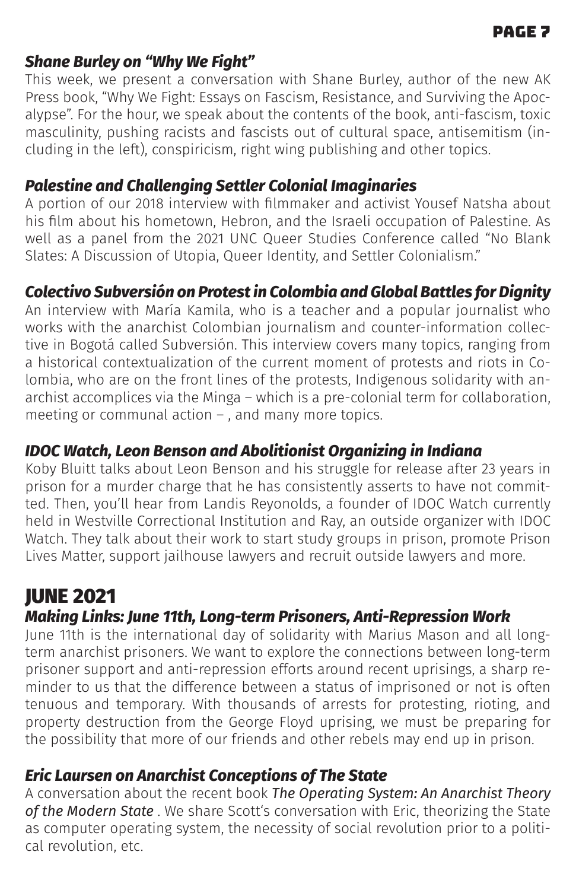### *Shane Burley on "Why We Fight"*

This week, we present a conversation with Shane Burley, author of the new AK Press book, "Why We Fight: Essays on Fascism, Resistance, and Surviving the Apocalypse". For the hour, we speak about the contents of the book, anti-fascism, toxic masculinity, pushing racists and fascists out of cultural space, antisemitism (including in the left), conspiricism, right wing publishing and other topics.

### *Palestine and Challenging Settler Colonial Imaginaries*

A portion of our 2018 interview with filmmaker and activist Yousef Natsha about his film about his hometown, Hebron, and the Israeli occupation of Palestine. As well as a panel from the 2021 UNC Queer Studies Conference called "No Blank Slates: A Discussion of Utopia, Queer Identity, and Settler Colonialism."

### *Colectivo Subversión on Protest in Colombia and Global Battles for Dignity*

An interview with María Kamila, who is a teacher and a popular journalist who works with the anarchist Colombian journalism and counter-information collective in Bogotá called Subversión. This interview covers many topics, ranging from a historical contextualization of the current moment of protests and riots in Colombia, who are on the front lines of the protests, Indigenous solidarity with anarchist accomplices via the Minga – which is a pre-colonial term for collaboration, meeting or communal action – , and many more topics.

### *IDOC Watch, Leon Benson and Abolitionist Organizing in Indiana*

Koby Bluitt talks about Leon Benson and his struggle for release after 23 years in prison for a murder charge that he has consistently asserts to have not committed. Then, you'll hear from Landis Reyonolds, a founder of IDOC Watch currently held in Westville Correctional Institution and Ray, an outside organizer with IDOC Watch. They talk about their work to start study groups in prison, promote Prison Lives Matter, support jailhouse lawyers and recruit outside lawyers and more.

## JUNE 2021

### *Making Links: June 11th, Long-term Prisoners, Anti-Repression Work*

June 11th is the international day of solidarity with Marius Mason and all long-term anarchist prisoners. We want to explore the connections between long-term prisoner support and anti-repression efforts around recent uprisings, a sharp reminder to us that the difference between a status of imprisoned or not is often tenuous and temporary. With thousands of arrests for protesting, rioting, and property destruction from the George Floyd uprising, we must be preparing for the possibility that more of our friends and other rebels may end up in prison.

### *Eric Laursen on Anarchist Conceptions of The State*

A conversation about the recent book *The Operating System: An Anarchist Theory of the Modern State* . We share Scott's conversation with Eric, theorizing the State as computer operating system, the necessity of social revolution prior to a political revolution, etc.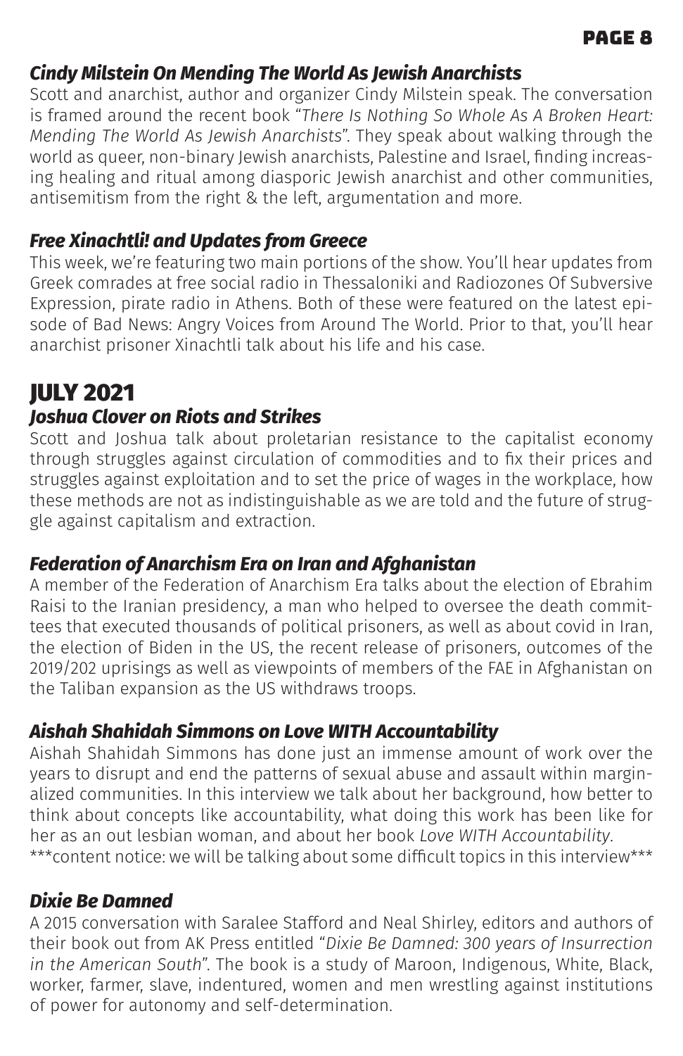### *Cindy Milstein On Mending The World As Jewish Anarchists*

Scott and anarchist, author and organizer Cindy Milstein speak. The conversation is framed around the recent book "*There Is Nothing So Whole As A Broken Heart: Mending The World As Jewish Anarchists*". They speak about walking through the world as queer, non-binary Jewish anarchists, Palestine and Israel, finding increasing healing and ritual among diasporic Jewish anarchist and other communities, antisemitism from the right & the left, argumentation and more.

### *Free Xinachtli! and Updates from Greece*

This week, we're featuring two main portions of the show. You'll hear updates from Greek comrades at free social radio in Thessaloniki and Radiozones Of Subversive Expression, pirate radio in Athens. Both of these were featured on the latest episode of Bad News: Angry Voices from Around The World. Prior to that, you'll hear anarchist prisoner Xinachtli talk about his life and his case.

## JULY 2021

### *Joshua Clover on Riots and Strikes*

Scott and Joshua talk about proletarian resistance to the capitalist economy through struggles against circulation of commodities and to fix their prices and struggles against exploitation and to set the price of wages in the workplace, how these methods are not as indistinguishable as we are told and the future of struggle against capitalism and extraction.

### *Federation of Anarchism Era on Iran and Afghanistan*

A member of the Federation of Anarchism Era talks about the election of Ebrahim Raisi to the Iranian presidency, a man who helped to oversee the death committees that executed thousands of political prisoners, as well as about covid in Iran, the election of Biden in the US, the recent release of prisoners, outcomes of the 2019/202 uprisings as well as viewpoints of members of the FAE in Afghanistan on the Taliban expansion as the US withdraws troops.

### *Aishah Shahidah Simmons on Love WITH Accountability*

Aishah Shahidah Simmons has done just an immense amount of work over the years to disrupt and end the patterns of sexual abuse and assault within marginalized communities. In this interview we talk about her background, how better to think about concepts like accountability, what doing this work has been like for her as an out lesbian woman, and about her book *Love WITH Accountability*.
***content notice: we will be talking about some difficult topics in this interview***

### *Dixie Be Damned*

A 2015 conversation with Saralee Stafford and Neal Shirley, editors and authors of their book out from AK Press entitled "*Dixie Be Damned: 300 years of Insurrection in the American South*". The book is a study of Maroon, Indigenous, White, Black, worker, farmer, slave, indentured, women and men wrestling against institutions of power for autonomy and self-determination.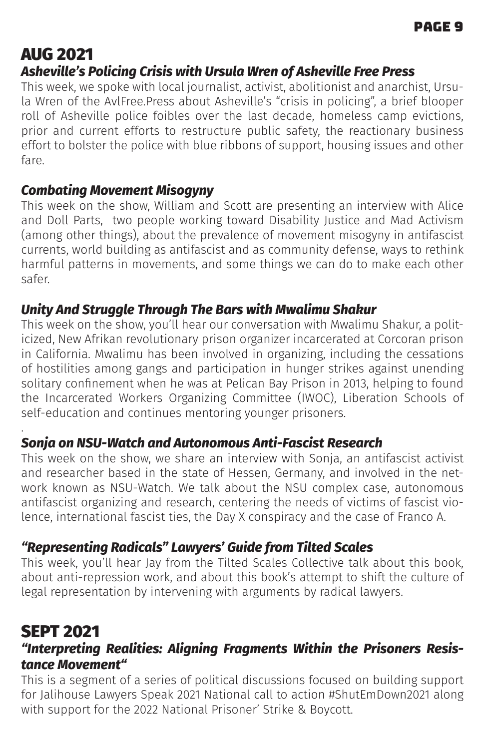## AUG 2021

### *Asheville's Policing Crisis with Ursula Wren of Asheville Free Press*

This week, we spoke with local journalist, activist, abolitionist and anarchist, Ursula Wren of the AvlFree.Press about Asheville's "crisis in policing", a brief blooper roll of Asheville police foibles over the last decade, homeless camp evictions, prior and current efforts to restructure public safety, the reactionary business effort to bolster the police with blue ribbons of support, housing issues and other fare.

### *Combating Movement Misogyny*

This week on the show, William and Scott are presenting an interview with Alice and Doll Parts, two people working toward Disability Justice and Mad Activism (among other things), about the prevalence of movement misogyny in antifascist currents, world building as antifascist and as community defense, ways to rethink harmful patterns in movements, and some things we can do to make each other safer.

### *Unity And Struggle Through The Bars with Mwalimu Shakur*

This week on the show, you'll hear our conversation with Mwalimu Shakur, a politicized, New Afrikan revolutionary prison organizer incarcerated at Corcoran prison in California. Mwalimu has been involved in organizing, including the cessations of hostilities among gangs and participation in hunger strikes against unending solitary confinement when he was at Pelican Bay Prison in 2013, helping to found the Incarcerated Workers Organizing Committee (IWOC), Liberation Schools of self-education and continues mentoring younger prisoners.

.

### *Sonja on NSU-Watch and Autonomous Anti-Fascist Research*

This week on the show, we share an interview with Sonja, an antifascist activist and researcher based in the state of Hessen, Germany, and involved in the network known as NSU-Watch. We talk about the NSU complex case, autonomous antifascist organizing and research, centering the needs of victims of fascist violence, international fascist ties, the Day X conspiracy and the case of Franco A.

### *"Representing Radicals" Lawyers' Guide from Tilted Scales*

This week, you'll hear Jay from the Tilted Scales Collective talk about this book, about anti-repression work, and about this book's attempt to shift the culture of legal representation by intervening with arguments by radical lawyers.

## SEPT 2021

### *"Interpreting Realities: Aligning Fragments Within the Prisoners Resistance Movement"*

This is a segment of a series of political discussions focused on building support for Jalihouse Lawyers Speak 2021 National call to action #ShutEmDown2021 along with support for the 2022 National Prisoner' Strike & Boycott.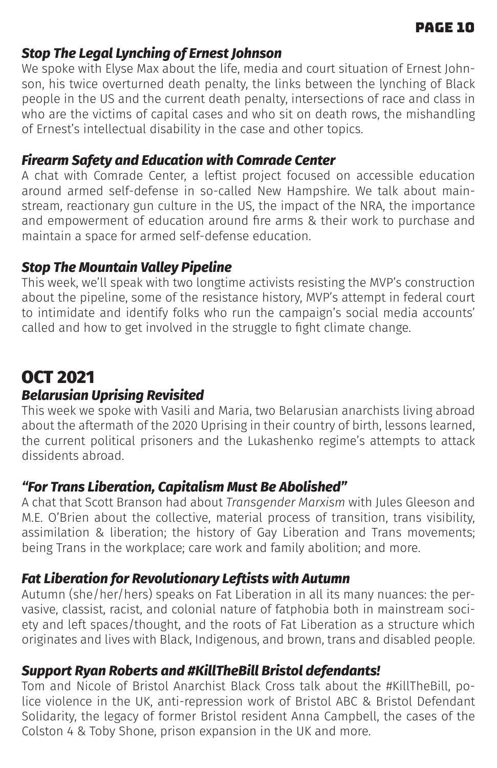### *Stop The Legal Lynching of Ernest Johnson*

We spoke with Elyse Max about the life, media and court situation of Ernest Johnson, his twice overturned death penalty, the links between the lynching of Black people in the US and the current death penalty, intersections of race and class in who are the victims of capital cases and who sit on death rows, the mishandling of Ernest's intellectual disability in the case and other topics.

### *Firearm Safety and Education with Comrade Center*

A chat with Comrade Center, a leftist project focused on accessible education around armed self-defense in so-called New Hampshire. We talk about mainstream, reactionary gun culture in the US, the impact of the NRA, the importance and empowerment of education around fire arms & their work to purchase and maintain a space for armed self-defense education.

### *Stop The Mountain Valley Pipeline*

This week, we'll speak with two longtime activists resisting the MVP's construction about the pipeline, some of the resistance history, MVP's attempt in federal court to intimidate and identify folks who run the campaign's social media accounts' called and how to get involved in the struggle to fight climate change.

## OCT 2021

### *Belarusian Uprising Revisited*

This week we spoke with Vasili and Maria, two Belarusian anarchists living abroad about the aftermath of the 2020 Uprising in their country of birth, lessons learned, the current political prisoners and the Lukashenko regime's attempts to attack dissidents abroad.

### *"For Trans Liberation, Capitalism Must Be Abolished"*

A chat that Scott Branson had about *Transgender Marxism* with Jules Gleeson and M.E. O'Brien about the collective, material process of transition, trans visibility, assimilation & liberation; the history of Gay Liberation and Trans movements; being Trans in the workplace; care work and family abolition; and more.

### *Fat Liberation for Revolutionary Leftists with Autumn*

Autumn (she/her/hers) speaks on Fat Liberation in all its many nuances: the pervasive, classist, racist, and colonial nature of fatphobia both in mainstream society and left spaces/thought, and the roots of Fat Liberation as a structure which originates and lives with Black, Indigenous, and brown, trans and disabled people.

### *Support Ryan Roberts and #KillTheBill Bristol defendants!*

Tom and Nicole of Bristol Anarchist Black Cross talk about the #KillTheBill, police violence in the UK, anti-repression work of Bristol ABC & Bristol Defendant Solidarity, the legacy of former Bristol resident Anna Campbell, the cases of the Colston 4 & Toby Shone, prison expansion in the UK and more.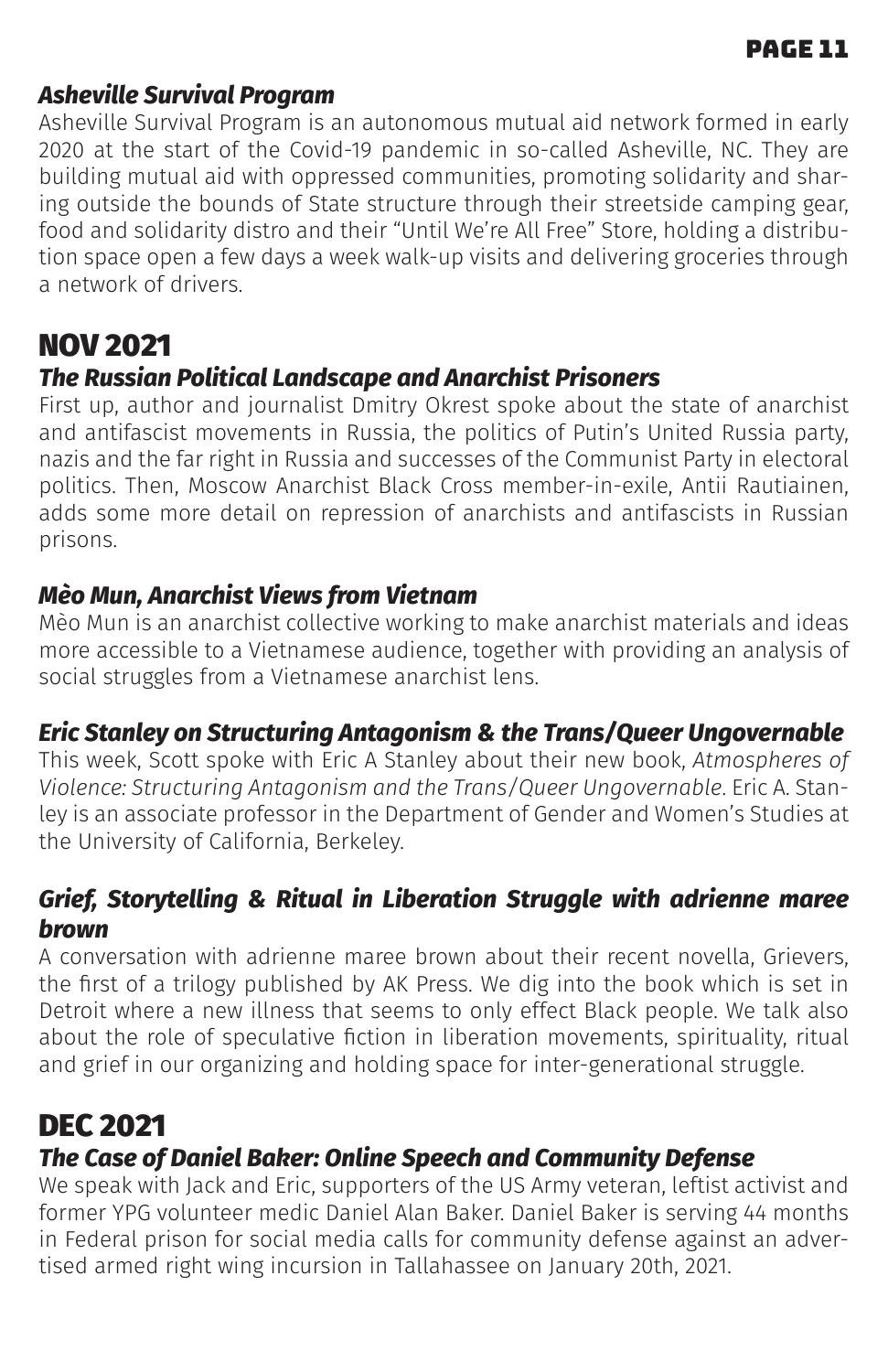### *Asheville Survival Program*

Asheville Survival Program is an autonomous mutual aid network formed in early 2020 at the start of the Covid-19 pandemic in so-called Asheville, NC. They are building mutual aid with oppressed communities, promoting solidarity and sharing outside the bounds of State structure through their streetside camping gear, food and solidarity distro and their "Until We're All Free" Store, holding a distribution space open a few days a week walk-up visits and delivering groceries through a network of drivers.

## NOV 2021

### *The Russian Political Landscape and Anarchist Prisoners*

First up, author and journalist Dmitry Okrest spoke about the state of anarchist and antifascist movements in Russia, the politics of Putin's United Russia party, nazis and the far right in Russia and successes of the Communist Party in electoral politics. Then, Moscow Anarchist Black Cross member-in-exile, Antii Rautiainen, adds some more detail on repression of anarchists and antifascists in Russian prisons.

### *Mèo Mun, Anarchist Views from Vietnam*

Mèo Mun is an anarchist collective working to make anarchist materials and ideas more accessible to a Vietnamese audience, together with providing an analysis of social struggles from a Vietnamese anarchist lens.

### *Eric Stanley on Structuring Antagonism & the Trans/Queer Ungovernable*

This week, Scott spoke with Eric A Stanley about their new book, *Atmospheres of Violence: Structuring Antagonism and the Trans/Queer Ungovernable*. Eric A. Stanley is an associate professor in the Department of Gender and Women's Studies at the University of California, Berkeley.

### *Grief, Storytelling & Ritual in Liberation Struggle with adrienne maree brown*

A conversation with adrienne maree brown about their recent novella, Grievers, the first of a trilogy published by AK Press. We dig into the book which is set in Detroit where a new illness that seems to only effect Black people. We talk also about the role of speculative fiction in liberation movements, spirituality, ritual and grief in our organizing and holding space for inter-generational struggle.

## DEC 2021

### *The Case of Daniel Baker: Online Speech and Community Defense*

We speak with Jack and Eric, supporters of the US Army veteran, leftist activist and former YPG volunteer medic Daniel Alan Baker. Daniel Baker is serving 44 months in Federal prison for social media calls for community defense against an advertised armed right wing incursion in Tallahassee on January 20th, 2021.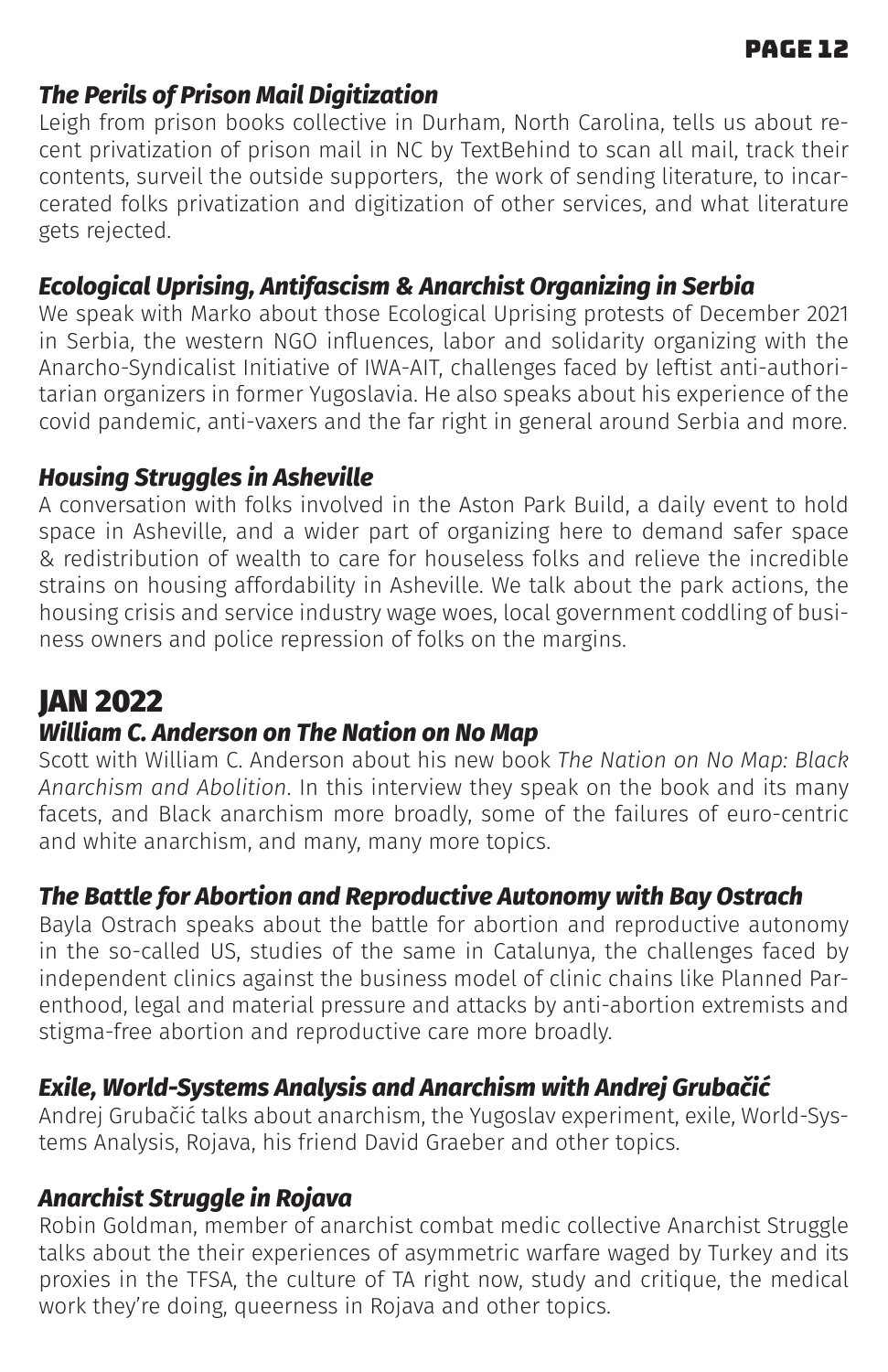### *The Perils of Prison Mail Digitization*

Leigh from prison books collective in Durham, North Carolina, tells us about recent privatization of prison mail in NC by TextBehind to scan all mail, track their contents, surveil the outside supporters, the work of sending literature, to incarcerated folks privatization and digitization of other services, and what literature gets rejected.

### *Ecological Uprising, Antifascism & Anarchist Organizing in Serbia*

We speak with Marko about those Ecological Uprising protests of December 2021 in Serbia, the western NGO influences, labor and solidarity organizing with the Anarcho-Syndicalist Initiative of IWA-AIT, challenges faced by leftist anti-authoritarian organizers in former Yugoslavia. He also speaks about his experience of the covid pandemic, anti-vaxers and the far right in general around Serbia and more.

### *Housing Struggles in Asheville*

A conversation with folks involved in the Aston Park Build, a daily event to hold space in Asheville, and a wider part of organizing here to demand safer space & redistribution of wealth to care for houseless folks and relieve the incredible strains on housing affordability in Asheville. We talk about the park actions, the housing crisis and service industry wage woes, local government coddling of business owners and police repression of folks on the margins.

## JAN 2022

### *William C. Anderson on The Nation on No Map*

Scott with William C. Anderson about his new book *The Nation on No Map: Black Anarchism and Abolition*. In this interview they speak on the book and its many facets, and Black anarchism more broadly, some of the failures of euro-centric and white anarchism, and many, many more topics.

### *The Battle for Abortion and Reproductive Autonomy with Bay Ostrach*

Bayla Ostrach speaks about the battle for abortion and reproductive autonomy in the so-called US, studies of the same in Catalunya, the challenges faced by independent clinics against the business model of clinic chains like Planned Parenthood, legal and material pressure and attacks by anti-abortion extremists and stigma-free abortion and reproductive care more broadly.

### *Exile, World-Systems Analysis and Anarchism with Andrej Grubačić*

Andrej Grubačić talks about anarchism, the Yugoslav experiment, exile, World-Systems Analysis, Rojava, his friend David Graeber and other topics.

### *Anarchist Struggle in Rojava*

Robin Goldman, member of anarchist combat medic collective Anarchist Struggle talks about the their experiences of asymmetric warfare waged by Turkey and its proxies in the TFSA, the culture of TA right now, study and critique, the medical work they're doing, queerness in Rojava and other topics.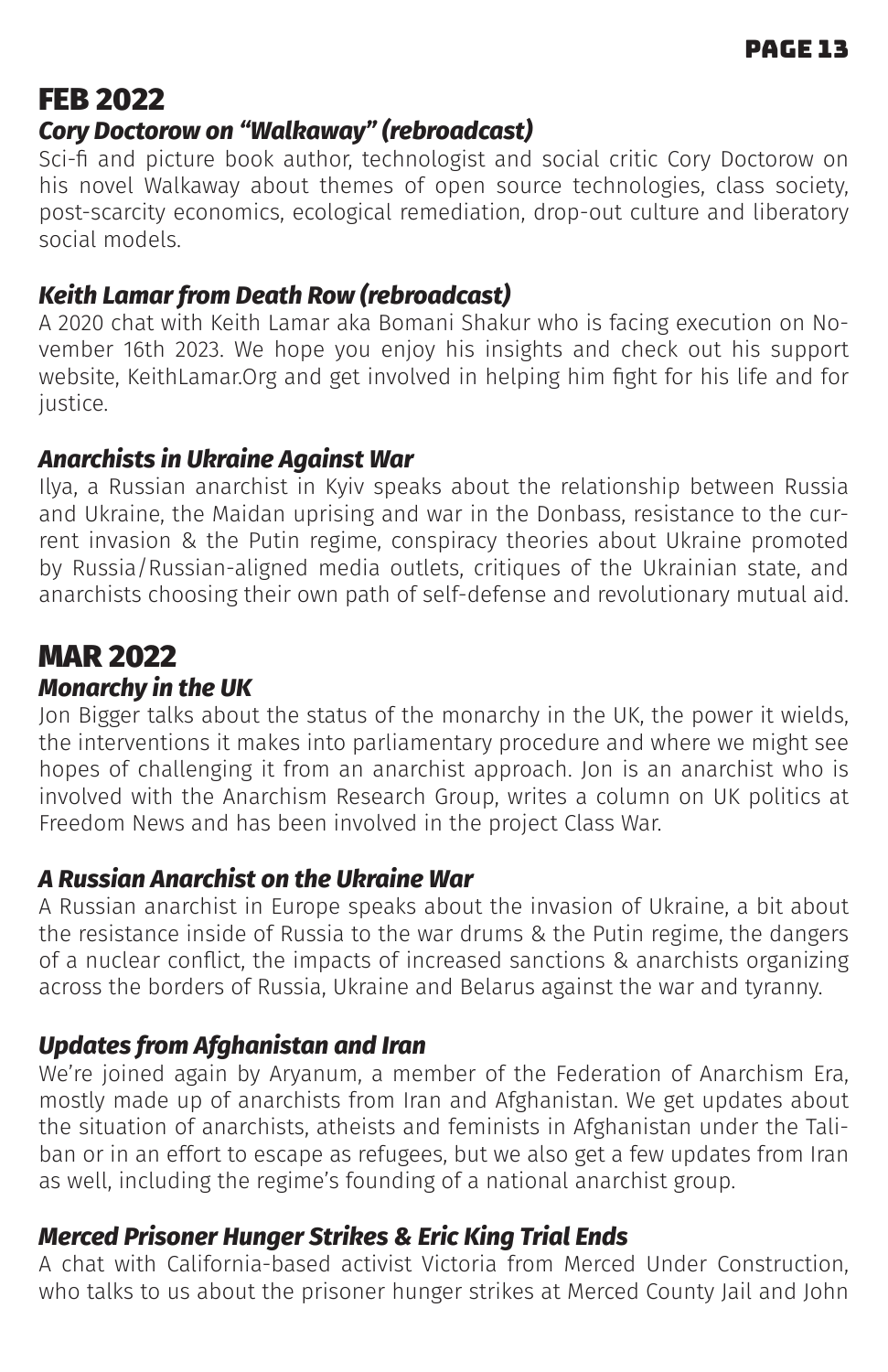## FEB 2022

### *Cory Doctorow on "Walkaway" (rebroadcast)*

Sci-fi and picture book author, technologist and social critic Cory Doctorow on his novel Walkaway about themes of open source technologies, class society, post-scarcity economics, ecological remediation, drop-out culture and liberatory social models.

### *Keith Lamar from Death Row (rebroadcast)*

A 2020 chat with Keith Lamar aka Bomani Shakur who is facing execution on November 16th 2023. We hope you enjoy his insights and check out his support website, KeithLamar.Org and get involved in helping him fight for his life and for justice.

### *Anarchists in Ukraine Against War*

Ilya, a Russian anarchist in Kyiv speaks about the relationship between Russia and Ukraine, the Maidan uprising and war in the Donbass, resistance to the current invasion & the Putin regime, conspiracy theories about Ukraine promoted by Russia/Russian-aligned media outlets, critiques of the Ukrainian state, and anarchists choosing their own path of self-defense and revolutionary mutual aid.

## MAR 2022

### *Monarchy in the UK*

Jon Bigger talks about the status of the monarchy in the UK, the power it wields, the interventions it makes into parliamentary procedure and where we might see hopes of challenging it from an anarchist approach. Jon is an anarchist who is involved with the Anarchism Research Group, writes a column on UK politics at Freedom News and has been involved in the project Class War.

### *A Russian Anarchist on the Ukraine War*

A Russian anarchist in Europe speaks about the invasion of Ukraine, a bit about the resistance inside of Russia to the war drums & the Putin regime, the dangers of a nuclear conflict, the impacts of increased sanctions & anarchists organizing across the borders of Russia, Ukraine and Belarus against the war and tyranny.

### *Updates from Afghanistan and Iran*

We're joined again by Aryanum, a member of the Federation of Anarchism Era, mostly made up of anarchists from Iran and Afghanistan. We get updates about the situation of anarchists, atheists and feminists in Afghanistan under the Taliban or in an effort to escape as refugees, but we also get a few updates from Iran as well, including the regime's founding of a national anarchist group.

### *Merced Prisoner Hunger Strikes & Eric King Trial Ends*

A chat with California-based activist Victoria from Merced Under Construction, who talks to us about the prisoner hunger strikes at Merced County Jail and John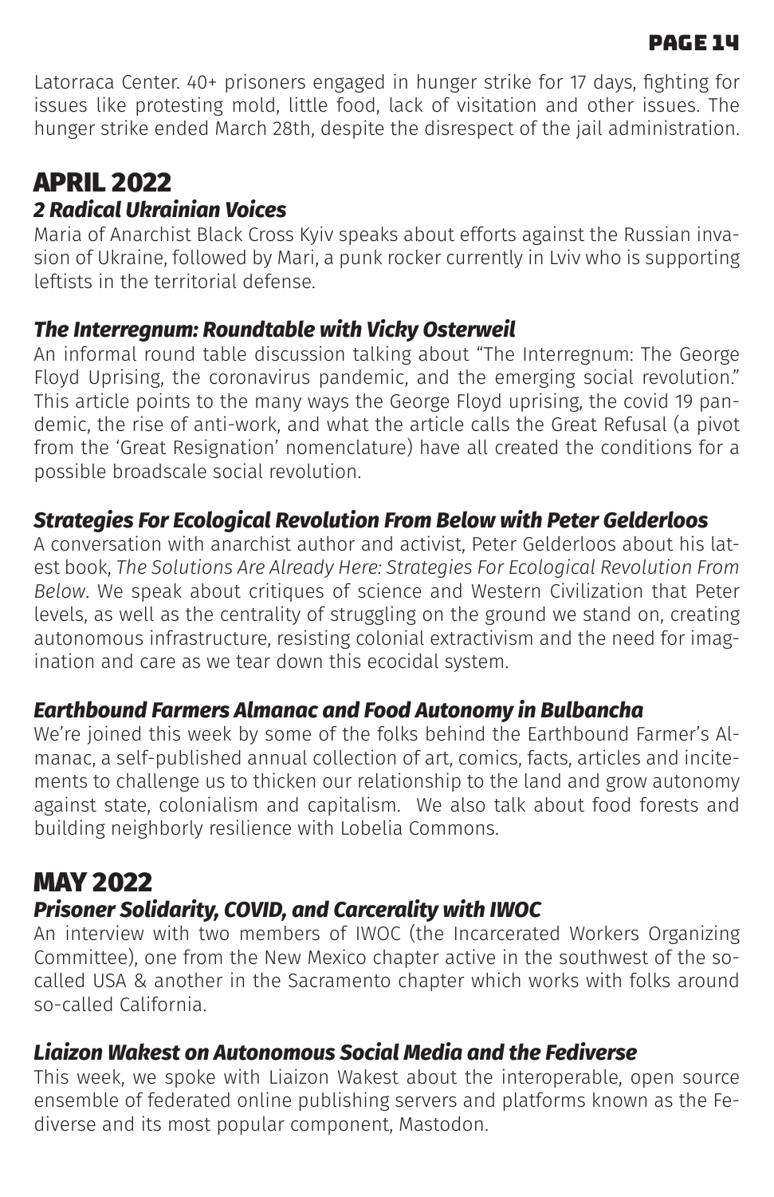Latorraca Center. 40+ prisoners engaged in hunger strike for 17 days, fighting for issues like protesting mold, little food, lack of visitation and other issues. The hunger strike ended March 28th, despite the disrespect of the jail administration.

## APRIL 2022

### *2 Radical Ukrainian Voices*

Maria of Anarchist Black Cross Kyiv speaks about efforts against the Russian invasion of Ukraine, followed by Mari, a punk rocker currently in Lviv who is supporting leftists in the territorial defense.

### *The Interregnum: Roundtable with Vicky Osterweil*

An informal round table discussion talking about "The Interregnum: The George Floyd Uprising, the coronavirus pandemic, and the emerging social revolution." This article points to the many ways the George Floyd uprising, the covid 19 pandemic, the rise of anti-work, and what the article calls the Great Refusal (a pivot from the 'Great Resignation' nomenclature) have all created the conditions for a possible broadscale social revolution.

### *Strategies For Ecological Revolution From Below with Peter Gelderloos*

A conversation with anarchist author and activist, Peter Gelderloos about his latest book, *The Solutions Are Already Here: Strategies For Ecological Revolution From Below*. We speak about critiques of science and Western Civilization that Peter levels, as well as the centrality of struggling on the ground we stand on, creating autonomous infrastructure, resisting colonial extractivism and the need for imagination and care as we tear down this ecocidal system.

### *Earthbound Farmers Almanac and Food Autonomy in Bulbancha*

We're joined this week by some of the folks behind the Earthbound Farmer's Almanac, a self-published annual collection of art, comics, facts, articles and incitements to challenge us to thicken our relationship to the land and grow autonomy against state, colonialism and capitalism. We also talk about food forests and building neighborly resilience with Lobelia Commons.

## MAY 2022

### *Prisoner Solidarity, COVID, and Carcerality with IWOC*

An interview with two members of IWOC (the Incarcerated Workers Organizing Committee), one from the New Mexico chapter active in the southwest of the so-called USA & another in the Sacramento chapter which works with folks around so-called California.

### *Liaizon Wakest on Autonomous Social Media and the Fediverse*

This week, we spoke with Liaizon Wakest about the interoperable, open source ensemble of federated online publishing servers and platforms known as the Fediverse and its most popular component, Mastodon.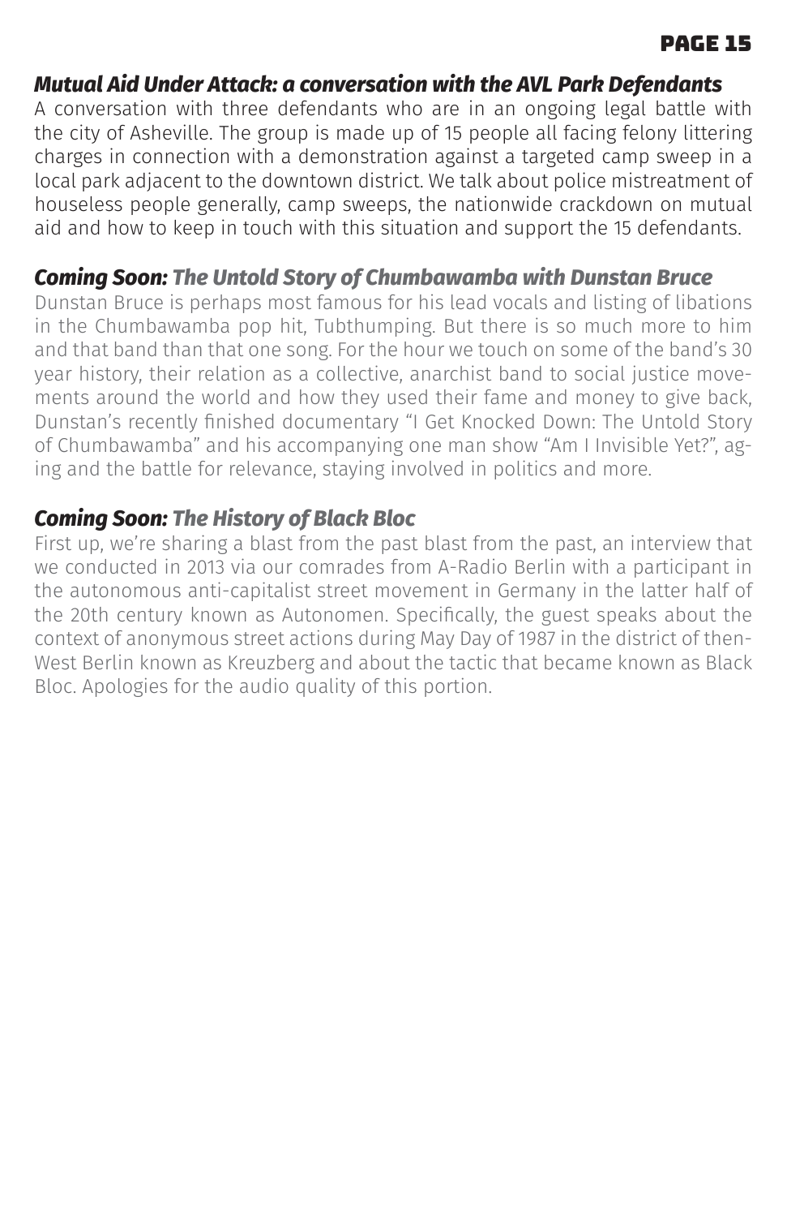### *Mutual Aid Under Attack: a conversation with the AVL Park Defendants*

A conversation with three defendants who are in an ongoing legal battle with the city of Asheville. The group is made up of 15 people all facing felony littering charges in connection with a demonstration against a targeted camp sweep in a local park adjacent to the downtown district. We talk about police mistreatment of houseless people generally, camp sweeps, the nationwide crackdown on mutual aid and how to keep in touch with this situation and support the 15 defendants.

### *Coming Soon: The Untold Story of Chumbawamba with Dunstan Bruce*

Dunstan Bruce is perhaps most famous for his lead vocals and listing of libations in the Chumbawamba pop hit, Tubthumping. But there is so much more to him and that band than that one song. For the hour we touch on some of the band's 30 year history, their relation as a collective, anarchist band to social justice movements around the world and how they used their fame and money to give back, Dunstan's recently finished documentary "I Get Knocked Down: The Untold Story of Chumbawamba" and his accompanying one man show "Am I Invisible Yet?", aging and the battle for relevance, staying involved in politics and more.

### *Coming Soon: The History of Black Bloc*

First up, we're sharing a blast from the past blast from the past, an interview that we conducted in 2013 via our comrades from A-Radio Berlin with a participant in the autonomous anti-capitalist street movement in Germany in the latter half of the 20th century known as Autonomen. Specifically, the guest speaks about the context of anonymous street actions during May Day of 1987 in the district of then-West Berlin known as Kreuzberg and about the tactic that became known as Black Bloc. Apologies for the audio quality of this portion.